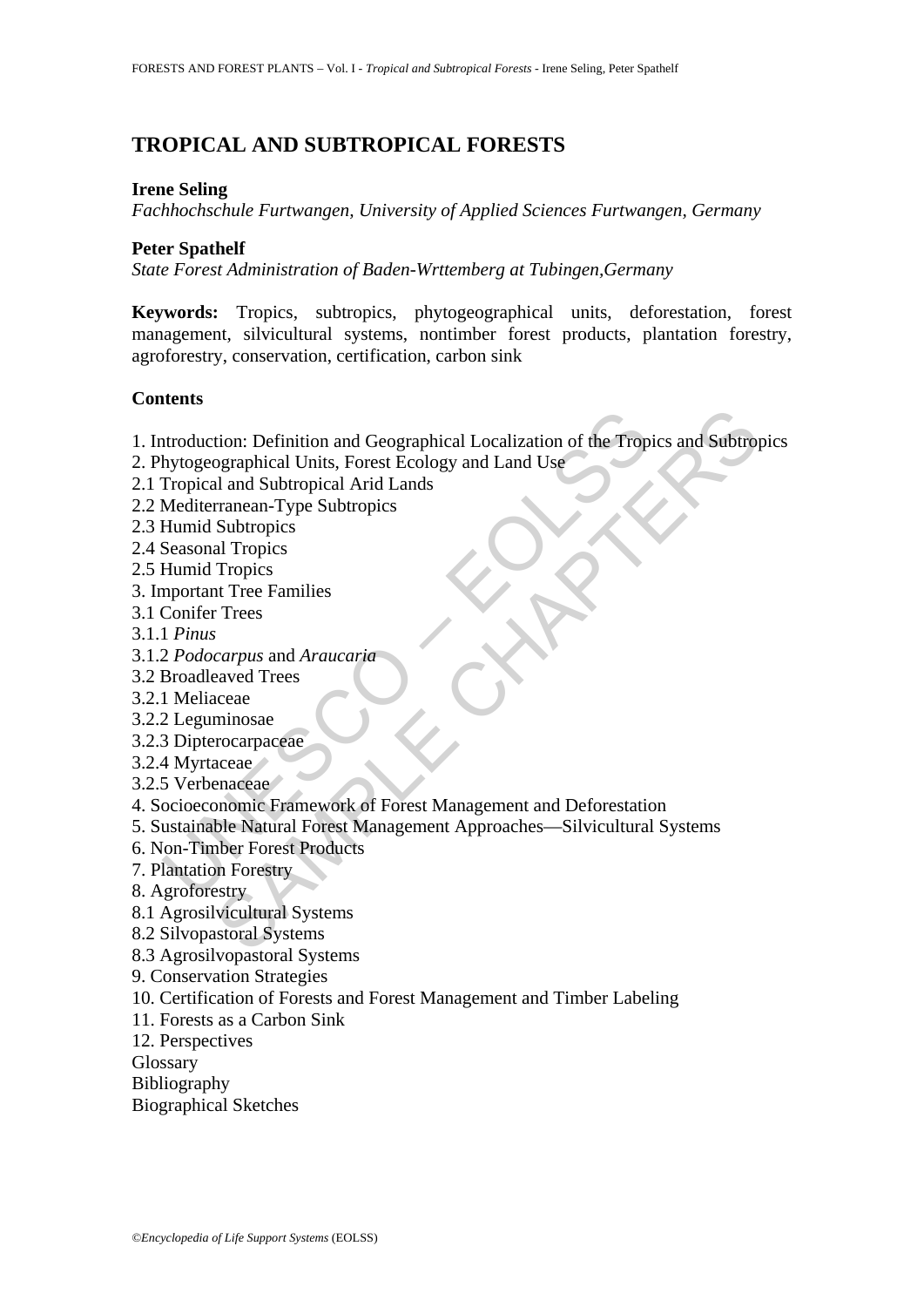# TROPICAL AND SUBTROPICAL FORESTS

**Irene Seling**
*Fachhochschule Furtwangen, University of Applied Sciences Furtwangen, Germany*

**Peter Spathelf**
*State Forest Administration of Baden-Wrttemberg at Tubingen,Germany*

**Keywords:** Tropics, subtropics, phytogeographical units, deforestation, forest management, silvicultural systems, nontimber forest products, plantation forestry, agroforestry, conservation, certification, carbon sink

## Contents

1. Introduction: Definition and Geographical Localization of the Tropics and Subtropics
2. Phytogeographical Units, Forest Ecology and Land Use
2.1 Tropical and Subtropical Arid Lands
2.2 Mediterranean-Type Subtropics
2.3 Humid Subtropics
2.4 Seasonal Tropics
2.5 Humid Tropics
3. Important Tree Families
3.1 Conifer Trees
3.1.1 *Pinus*
3.1.2 *Podocarpus* and *Araucaria*
3.2 Broadleaved Trees
3.2.1 Meliaceae
3.2.2 Leguminosae
3.2.3 Dipterocarpaceae
3.2.4 Myrtaceae
3.2.5 Verbenaceae
4. Socioeconomic Framework of Forest Management and Deforestation
5. Sustainable Natural Forest Management Approaches—Silvicultural Systems
6. Non-Timber Forest Products
7. Plantation Forestry
8. Agroforestry
8.1 Agrosilvicultural Systems
8.2 Silvopastoral Systems
8.3 Agrosilvopastoral Systems
9. Conservation Strategies
10. Certification of Forests and Forest Management and Timber Labeling
11. Forests as a Carbon Sink
12. Perspectives
Glossary
Bibliography
Biographical Sketches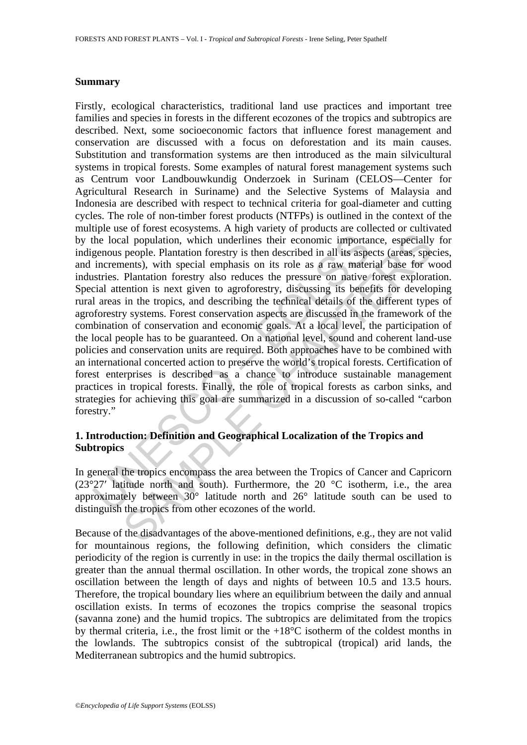### Summary

Firstly, ecological characteristics, traditional land use practices and important tree families and species in forests in the different ecozones of the tropics and subtropics are described. Next, some socioeconomic factors that influence forest management and conservation are discussed with a focus on deforestation and its main causes. Substitution and transformation systems are then introduced as the main silvicultural systems in tropical forests. Some examples of natural forest management systems such as Centrum voor Landbouwkundig Onderzoek in Surinam (CELOS—Center for Agricultural Research in Suriname) and the Selective Systems of Malaysia and Indonesia are described with respect to technical criteria for goal-diameter and cutting cycles. The role of non-timber forest products (NTFPs) is outlined in the context of the multiple use of forest ecosystems. A high variety of products are collected or cultivated by the local population, which underlines their economic importance, especially for indigenous people. Plantation forestry is then described in all its aspects (areas, species, and increments), with special emphasis on its role as a raw material base for wood industries. Plantation forestry also reduces the pressure on native forest exploration. Special attention is next given to agroforestry, discussing its benefits for developing rural areas in the tropics, and describing the technical details of the different types of agroforestry systems. Forest conservation aspects are discussed in the framework of the combination of conservation and economic goals. At a local level, the participation of the local people has to be guaranteed. On a national level, sound and coherent land-use policies and conservation units are required. Both approaches have to be combined with an international concerted action to preserve the world's tropical forests. Certification of forest enterprises is described as a chance to introduce sustainable management practices in tropical forests. Finally, the role of tropical forests as carbon sinks, and strategies for achieving this goal are summarized in a discussion of so-called "carbon forestry."

## 1. Introduction: Definition and Geographical Localization of the Tropics and Subtropics

In general the tropics encompass the area between the Tropics of Cancer and Capricorn (23°27′ latitude north and south). Furthermore, the 20 °C isotherm, i.e., the area approximately between 30° latitude north and 26° latitude south can be used to distinguish the tropics from other ecozones of the world.

Because of the disadvantages of the above-mentioned definitions, e.g., they are not valid for mountainous regions, the following definition, which considers the climatic periodicity of the region is currently in use: in the tropics the daily thermal oscillation is greater than the annual thermal oscillation. In other words, the tropical zone shows an oscillation between the length of days and nights of between 10.5 and 13.5 hours. Therefore, the tropical boundary lies where an equilibrium between the daily and annual oscillation exists. In terms of ecozones the tropics comprise the seasonal tropics (savanna zone) and the humid tropics. The subtropics are delimitated from the tropics by thermal criteria, i.e., the frost limit or the +18°C isotherm of the coldest months in the lowlands. The subtropics consist of the subtropical (tropical) arid lands, the Mediterranean subtropics and the humid subtropics.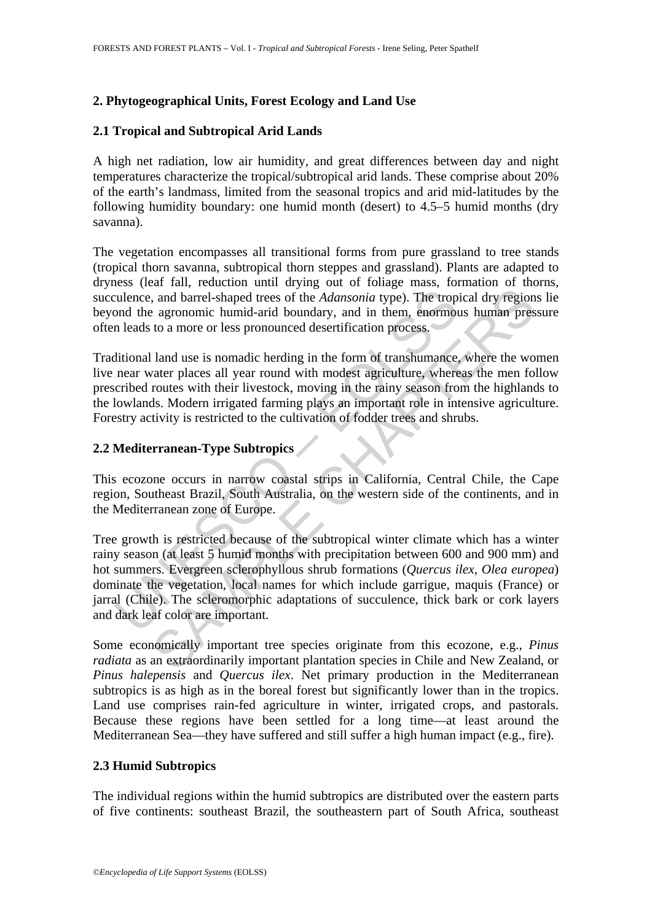## 2. Phytogeographical Units, Forest Ecology and Land Use

### 2.1 Tropical and Subtropical Arid Lands

A high net radiation, low air humidity, and great differences between day and night temperatures characterize the tropical/subtropical arid lands. These comprise about 20% of the earth's landmass, limited from the seasonal tropics and arid mid-latitudes by the following humidity boundary: one humid month (desert) to 4.5–5 humid months (dry savanna).

The vegetation encompasses all transitional forms from pure grassland to tree stands (tropical thorn savanna, subtropical thorn steppes and grassland). Plants are adapted to dryness (leaf fall, reduction until drying out of foliage mass, formation of thorns, succulence, and barrel-shaped trees of the *Adansonia* type). The tropical dry regions lie beyond the agronomic humid-arid boundary, and in them, enormous human pressure often leads to a more or less pronounced desertification process.

Traditional land use is nomadic herding in the form of transhumance, where the women live near water places all year round with modest agriculture, whereas the men follow prescribed routes with their livestock, moving in the rainy season from the highlands to the lowlands. Modern irrigated farming plays an important role in intensive agriculture. Forestry activity is restricted to the cultivation of fodder trees and shrubs.

### 2.2 Mediterranean-Type Subtropics

This ecozone occurs in narrow coastal strips in California, Central Chile, the Cape region, Southeast Brazil, South Australia, on the western side of the continents, and in the Mediterranean zone of Europe.

Tree growth is restricted because of the subtropical winter climate which has a winter rainy season (at least 5 humid months with precipitation between 600 and 900 mm) and hot summers. Evergreen sclerophyllous shrub formations (*Quercus ilex*, *Olea europea*) dominate the vegetation, local names for which include garrigue, maquis (France) or jarral (Chile). The scleromorphic adaptations of succulence, thick bark or cork layers and dark leaf color are important.

Some economically important tree species originate from this ecozone, e.g., *Pinus radiata* as an extraordinarily important plantation species in Chile and New Zealand, or *Pinus halepensis* and *Quercus ilex*. Net primary production in the Mediterranean subtropics is as high as in the boreal forest but significantly lower than in the tropics. Land use comprises rain-fed agriculture in winter, irrigated crops, and pastorals. Because these regions have been settled for a long time—at least around the Mediterranean Sea—they have suffered and still suffer a high human impact (e.g., fire).

### 2.3 Humid Subtropics

The individual regions within the humid subtropics are distributed over the eastern parts of five continents: southeast Brazil, the southeastern part of South Africa, southeast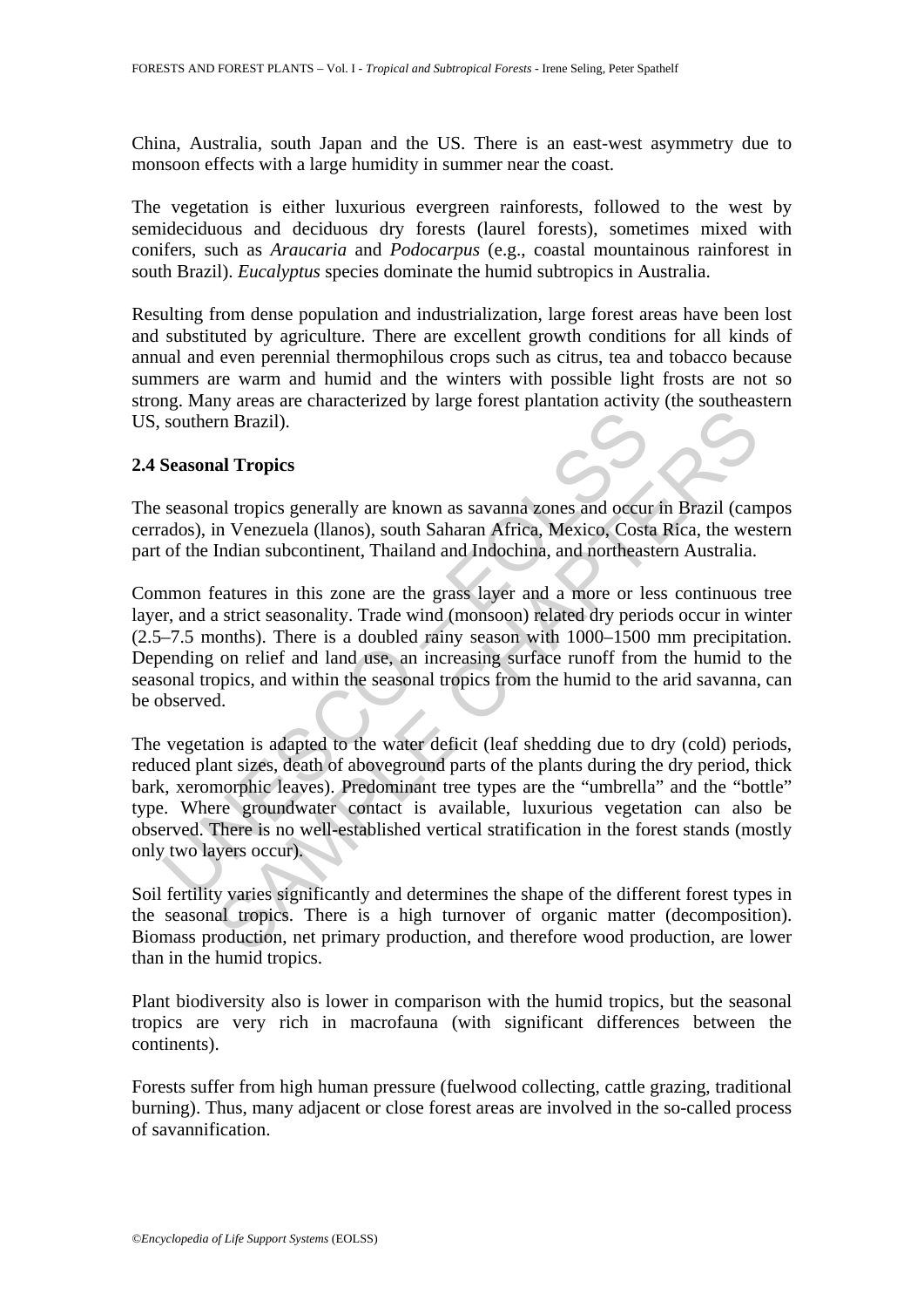China, Australia, south Japan and the US. There is an east-west asymmetry due to monsoon effects with a large humidity in summer near the coast.

The vegetation is either luxurious evergreen rainforests, followed to the west by semideciduous and deciduous dry forests (laurel forests), sometimes mixed with conifers, such as *Araucaria* and *Podocarpus* (e.g., coastal mountainous rainforest in south Brazil). *Eucalyptus* species dominate the humid subtropics in Australia.

Resulting from dense population and industrialization, large forest areas have been lost and substituted by agriculture. There are excellent growth conditions for all kinds of annual and even perennial thermophilous crops such as citrus, tea and tobacco because summers are warm and humid and the winters with possible light frosts are not so strong. Many areas are characterized by large forest plantation activity (the southeastern US, southern Brazil).

### 2.4 Seasonal Tropics

The seasonal tropics generally are known as savanna zones and occur in Brazil (campos cerrados), in Venezuela (llanos), south Saharan Africa, Mexico, Costa Rica, the western part of the Indian subcontinent, Thailand and Indochina, and northeastern Australia.

Common features in this zone are the grass layer and a more or less continuous tree layer, and a strict seasonality. Trade wind (monsoon) related dry periods occur in winter (2.5–7.5 months). There is a doubled rainy season with 1000–1500 mm precipitation. Depending on relief and land use, an increasing surface runoff from the humid to the seasonal tropics, and within the seasonal tropics from the humid to the arid savanna, can be observed.

The vegetation is adapted to the water deficit (leaf shedding due to dry (cold) periods, reduced plant sizes, death of aboveground parts of the plants during the dry period, thick bark, xeromorphic leaves). Predominant tree types are the "umbrella" and the "bottle" type. Where groundwater contact is available, luxurious vegetation can also be observed. There is no well-established vertical stratification in the forest stands (mostly only two layers occur).

Soil fertility varies significantly and determines the shape of the different forest types in the seasonal tropics. There is a high turnover of organic matter (decomposition). Biomass production, net primary production, and therefore wood production, are lower than in the humid tropics.

Plant biodiversity also is lower in comparison with the humid tropics, but the seasonal tropics are very rich in macrofauna (with significant differences between the continents).

Forests suffer from high human pressure (fuelwood collecting, cattle grazing, traditional burning). Thus, many adjacent or close forest areas are involved in the so-called process of savannification.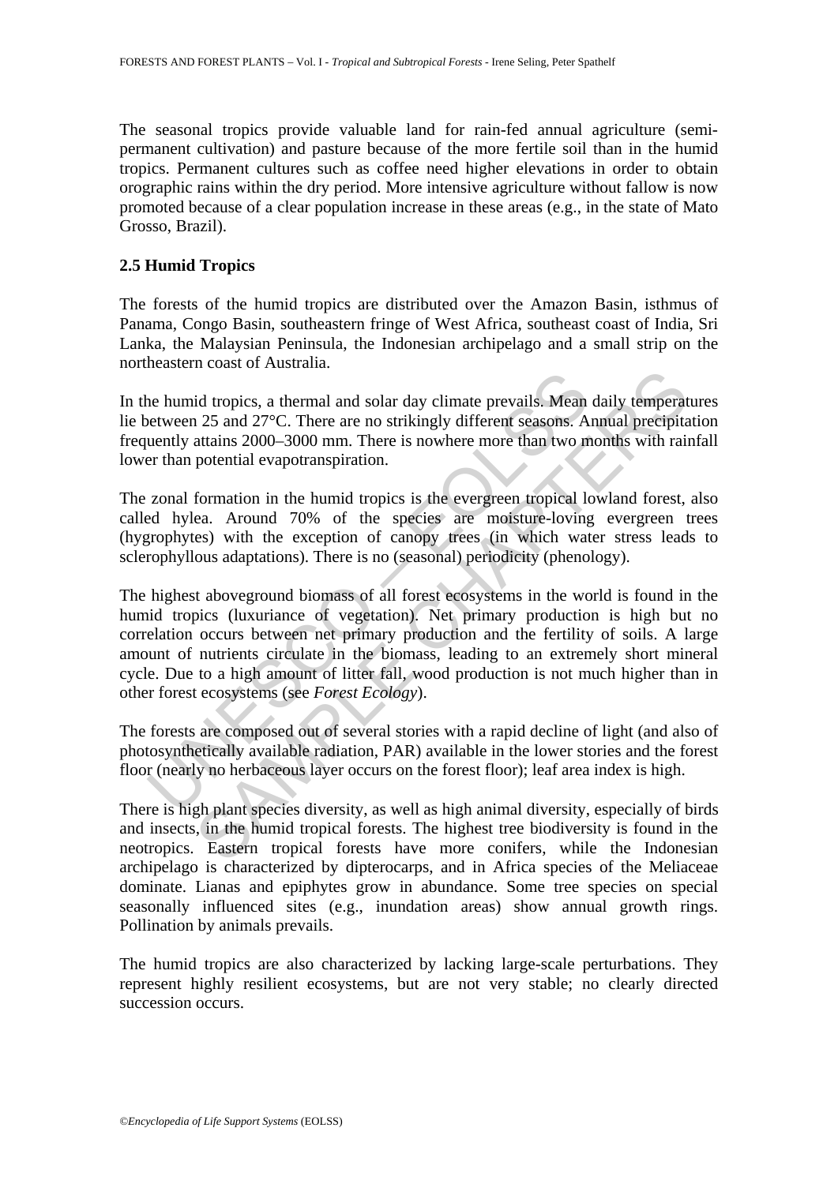The seasonal tropics provide valuable land for rain-fed annual agriculture (semi-permanent cultivation) and pasture because of the more fertile soil than in the humid tropics. Permanent cultures such as coffee need higher elevations in order to obtain orographic rains within the dry period. More intensive agriculture without fallow is now promoted because of a clear population increase in these areas (e.g., in the state of Mato Grosso, Brazil).

## 2.5 Humid Tropics

The forests of the humid tropics are distributed over the Amazon Basin, isthmus of Panama, Congo Basin, southeastern fringe of West Africa, southeast coast of India, Sri Lanka, the Malaysian Peninsula, the Indonesian archipelago and a small strip on the northeastern coast of Australia.

In the humid tropics, a thermal and solar day climate prevails. Mean daily temperatures lie between 25 and 27°C. There are no strikingly different seasons. Annual precipitation frequently attains 2000–3000 mm. There is nowhere more than two months with rainfall lower than potential evapotranspiration.

The zonal formation in the humid tropics is the evergreen tropical lowland forest, also called hylea. Around 70% of the species are moisture-loving evergreen trees (hygrophytes) with the exception of canopy trees (in which water stress leads to sclerophyllous adaptations). There is no (seasonal) periodicity (phenology).

The highest aboveground biomass of all forest ecosystems in the world is found in the humid tropics (luxuriance of vegetation). Net primary production is high but no correlation occurs between net primary production and the fertility of soils. A large amount of nutrients circulate in the biomass, leading to an extremely short mineral cycle. Due to a high amount of litter fall, wood production is not much higher than in other forest ecosystems (see *Forest Ecology*).

The forests are composed out of several stories with a rapid decline of light (and also of photosynthetically available radiation, PAR) available in the lower stories and the forest floor (nearly no herbaceous layer occurs on the forest floor); leaf area index is high.

There is high plant species diversity, as well as high animal diversity, especially of birds and insects, in the humid tropical forests. The highest tree biodiversity is found in the neotropics. Eastern tropical forests have more conifers, while the Indonesian archipelago is characterized by dipterocarps, and in Africa species of the Meliaceae dominate. Lianas and epiphytes grow in abundance. Some tree species on special seasonally influenced sites (e.g., inundation areas) show annual growth rings. Pollination by animals prevails.

The humid tropics are also characterized by lacking large-scale perturbations. They represent highly resilient ecosystems, but are not very stable; no clearly directed succession occurs.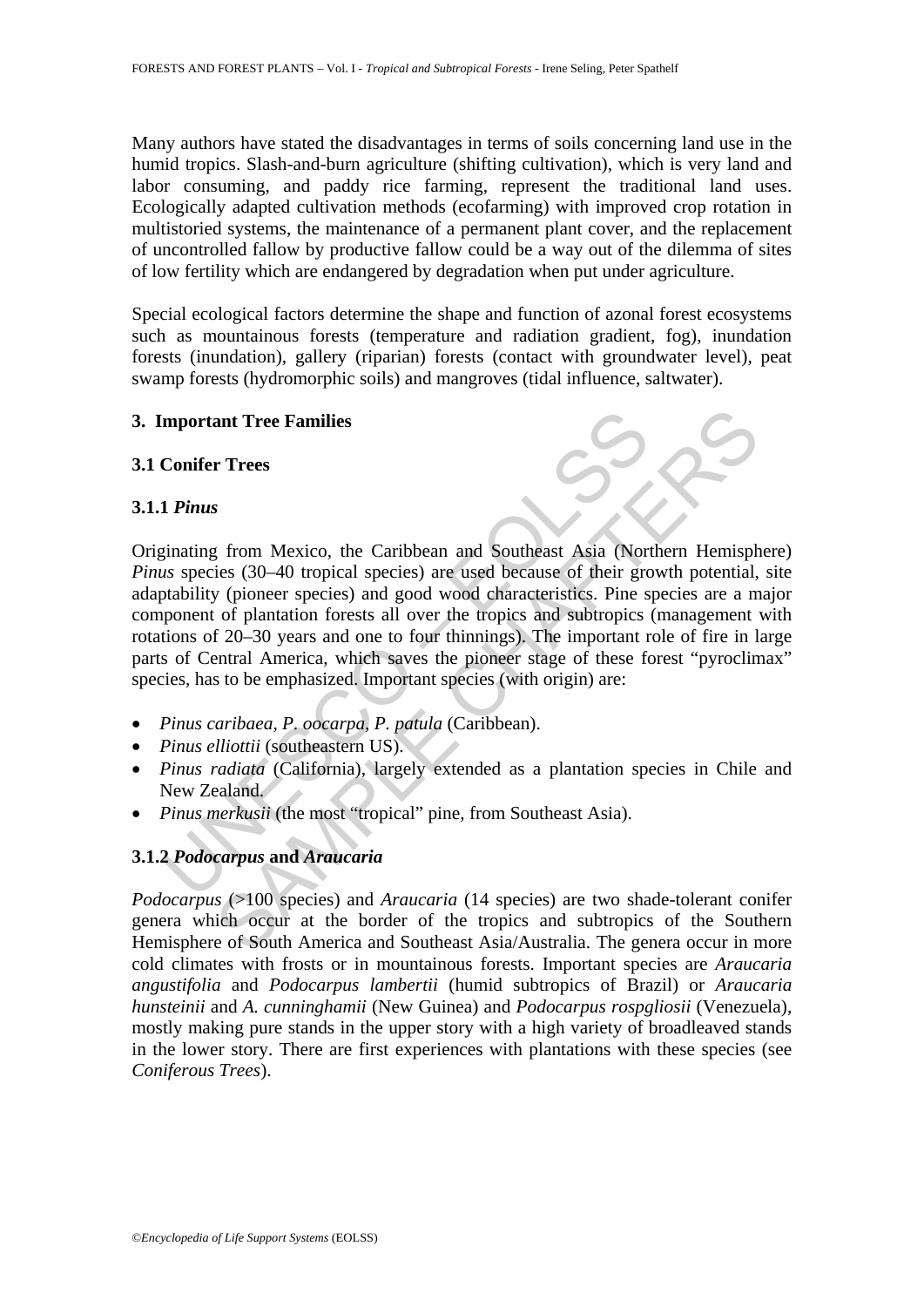Many authors have stated the disadvantages in terms of soils concerning land use in the humid tropics. Slash-and-burn agriculture (shifting cultivation), which is very land and labor consuming, and paddy rice farming, represent the traditional land uses. Ecologically adapted cultivation methods (ecofarming) with improved crop rotation in multistoried systems, the maintenance of a permanent plant cover, and the replacement of uncontrolled fallow by productive fallow could be a way out of the dilemma of sites of low fertility which are endangered by degradation when put under agriculture.

Special ecological factors determine the shape and function of azonal forest ecosystems such as mountainous forests (temperature and radiation gradient, fog), inundation forests (inundation), gallery (riparian) forests (contact with groundwater level), peat swamp forests (hydromorphic soils) and mangroves (tidal influence, saltwater).

## 3. Important Tree Families

### 3.1 Conifer Trees

#### 3.1.1 *Pinus*

Originating from Mexico, the Caribbean and Southeast Asia (Northern Hemisphere) *Pinus* species (30–40 tropical species) are used because of their growth potential, site adaptability (pioneer species) and good wood characteristics. Pine species are a major component of plantation forests all over the tropics and subtropics (management with rotations of 20–30 years and one to four thinnings). The important role of fire in large parts of Central America, which saves the pioneer stage of these forest "pyroclimax" species, has to be emphasized. Important species (with origin) are:

- *Pinus caribaea, P. oocarpa, P. patula* (Caribbean).
- *Pinus elliottii* (southeastern US).
- *Pinus radiata* (California), largely extended as a plantation species in Chile and New Zealand.
- *Pinus merkusii* (the most "tropical" pine, from Southeast Asia).

#### 3.1.2 *Podocarpus* and *Araucaria*

*Podocarpus* (>100 species) and *Araucaria* (14 species) are two shade-tolerant conifer genera which occur at the border of the tropics and subtropics of the Southern Hemisphere of South America and Southeast Asia/Australia. The genera occur in more cold climates with frosts or in mountainous forests. Important species are *Araucaria angustifolia* and *Podocarpus lambertii* (humid subtropics of Brazil) or *Araucaria hunsteinii* and *A. cunninghamii* (New Guinea) and *Podocarpus rospgliosii* (Venezuela), mostly making pure stands in the upper story with a high variety of broadleaved stands in the lower story. There are first experiences with plantations with these species (see *Coniferous Trees*).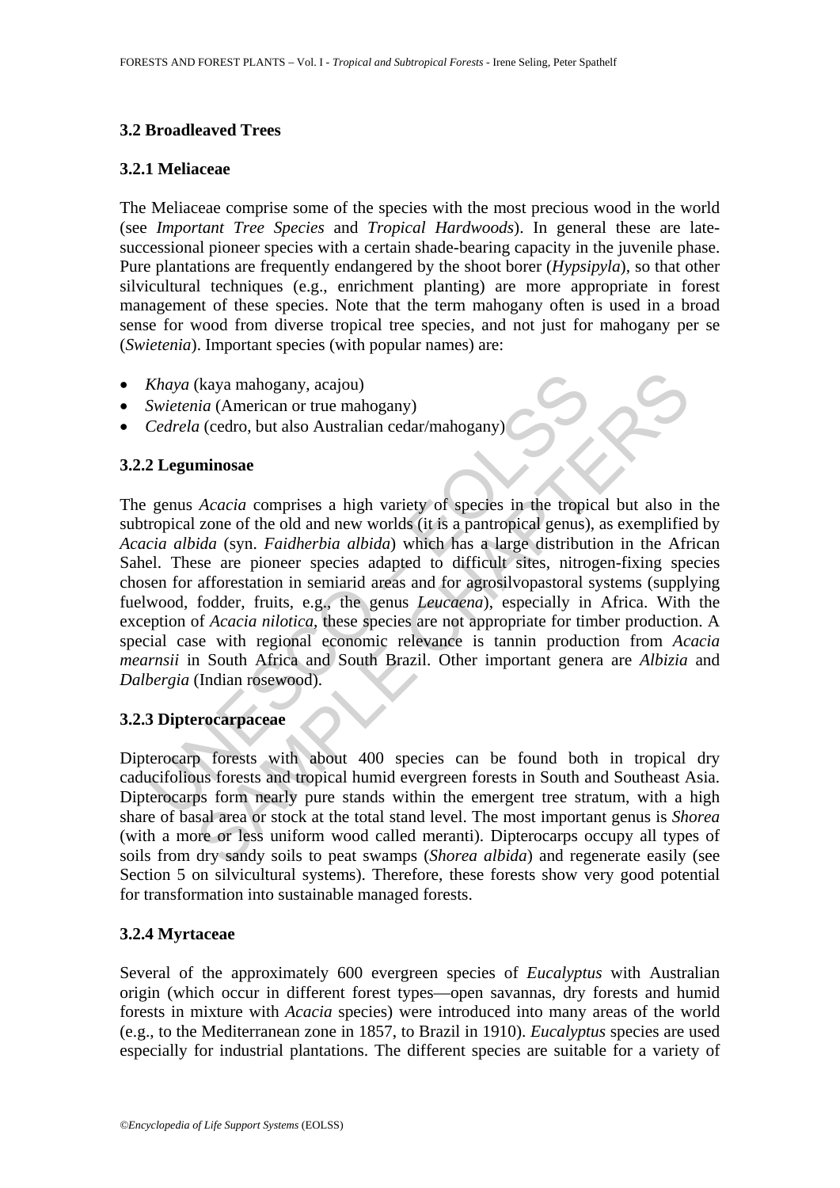### 3.2 Broadleaved Trees

#### 3.2.1 Meliaceae

The Meliaceae comprise some of the species with the most precious wood in the world (see *Important Tree Species* and *Tropical Hardwoods*). In general these are late-successional pioneer species with a certain shade-bearing capacity in the juvenile phase. Pure plantations are frequently endangered by the shoot borer (*Hypsipyla*), so that other silvicultural techniques (e.g., enrichment planting) are more appropriate in forest management of these species. Note that the term mahogany often is used in a broad sense for wood from diverse tropical tree species, and not just for mahogany per se (*Swietenia*). Important species (with popular names) are:

- *Khaya* (kaya mahogany, acajou)
- *Swietenia* (American or true mahogany)
- *Cedrela* (cedro, but also Australian cedar/mahogany)

#### 3.2.2 Leguminosae

The genus *Acacia* comprises a high variety of species in the tropical but also in the subtropical zone of the old and new worlds (it is a pantropical genus), as exemplified by *Acacia albida* (syn. *Faidherbia albida*) which has a large distribution in the African Sahel. These are pioneer species adapted to difficult sites, nitrogen-fixing species chosen for afforestation in semiarid areas and for agrosilvopastoral systems (supplying fuelwood, fodder, fruits, e.g., the genus *Leucaena*), especially in Africa. With the exception of *Acacia nilotica*, these species are not appropriate for timber production. A special case with regional economic relevance is tannin production from *Acacia mearnsii* in South Africa and South Brazil. Other important genera are *Albizia* and *Dalbergia* (Indian rosewood).

#### 3.2.3 Dipterocarpaceae

Dipterocarp forests with about 400 species can be found both in tropical dry caducifolious forests and tropical humid evergreen forests in South and Southeast Asia. Dipterocarps form nearly pure stands within the emergent tree stratum, with a high share of basal area or stock at the total stand level. The most important genus is *Shorea* (with a more or less uniform wood called meranti). Dipterocarps occupy all types of soils from dry sandy soils to peat swamps (*Shorea albida*) and regenerate easily (see Section 5 on silvicultural systems). Therefore, these forests show very good potential for transformation into sustainable managed forests.

#### 3.2.4 Myrtaceae

Several of the approximately 600 evergreen species of *Eucalyptus* with Australian origin (which occur in different forest types—open savannas, dry forests and humid forests in mixture with *Acacia* species) were introduced into many areas of the world (e.g., to the Mediterranean zone in 1857, to Brazil in 1910). *Eucalyptus* species are used especially for industrial plantations. The different species are suitable for a variety of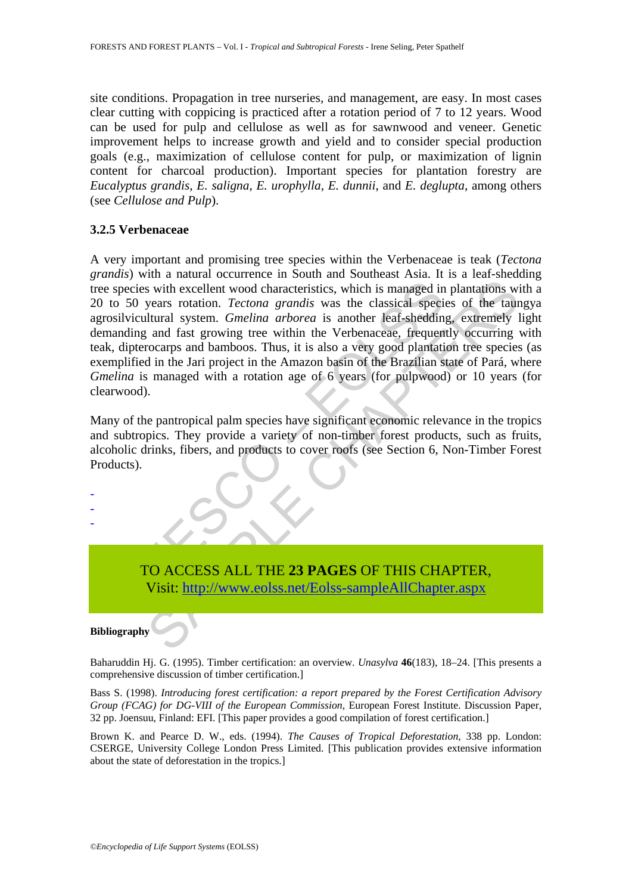site conditions. Propagation in tree nurseries, and management, are easy. In most cases clear cutting with coppicing is practiced after a rotation period of 7 to 12 years. Wood can be used for pulp and cellulose as well as for sawnwood and veneer. Genetic improvement helps to increase growth and yield and to consider special production goals (e.g., maximization of cellulose content for pulp, or maximization of lignin content for charcoal production). Important species for plantation forestry are *Eucalyptus grandis*, *E. saligna*, *E. urophylla*, *E. dunnii*, and *E. deglupta*, among others (see *Cellulose and Pulp*).

### 3.2.5 Verbenaceae

A very important and promising tree species within the Verbenaceae is teak (*Tectona grandis*) with a natural occurrence in South and Southeast Asia. It is a leaf-shedding tree species with excellent wood characteristics, which is managed in plantations with a 20 to 50 years rotation. *Tectona grandis* was the classical species of the taungya agrosilvicultural system. *Gmelina arborea* is another leaf-shedding, extremely light demanding and fast growing tree within the Verbenaceae, frequently occurring with teak, dipterocarps and bamboos. Thus, it is also a very good plantation tree species (as exemplified in the Jari project in the Amazon basin of the Brazilian state of Pará, where *Gmelina* is managed with a rotation age of 6 years (for pulpwood) or 10 years (for clearwood).

Many of the pantropical palm species have significant economic relevance in the tropics and subtropics. They provide a variety of non-timber forest products, such as fruits, alcoholic drinks, fibers, and products to cover roofs (see Section 6, Non-Timber Forest Products).

-
-
-

TO ACCESS ALL THE **23 PAGES** OF THIS CHAPTER,
Visit: http://www.eolss.net/Eolss-sampleAllChapter.aspx

**Bibliography**

Baharuddin Hj. G. (1995). Timber certification: an overview. *Unasylva* **46**(183), 18–24. [This presents a comprehensive discussion of timber certification.]

Bass S. (1998). *Introducing forest certification: a report prepared by the Forest Certification Advisory Group (FCAG) for DG-VIII of the European Commission*, European Forest Institute. Discussion Paper, 32 pp. Joensuu, Finland: EFI. [This paper provides a good compilation of forest certification.]

Brown K. and Pearce D. W., eds. (1994). *The Causes of Tropical Deforestation*, 338 pp. London: CSERGE, University College London Press Limited. [This publication provides extensive information about the state of deforestation in the tropics.]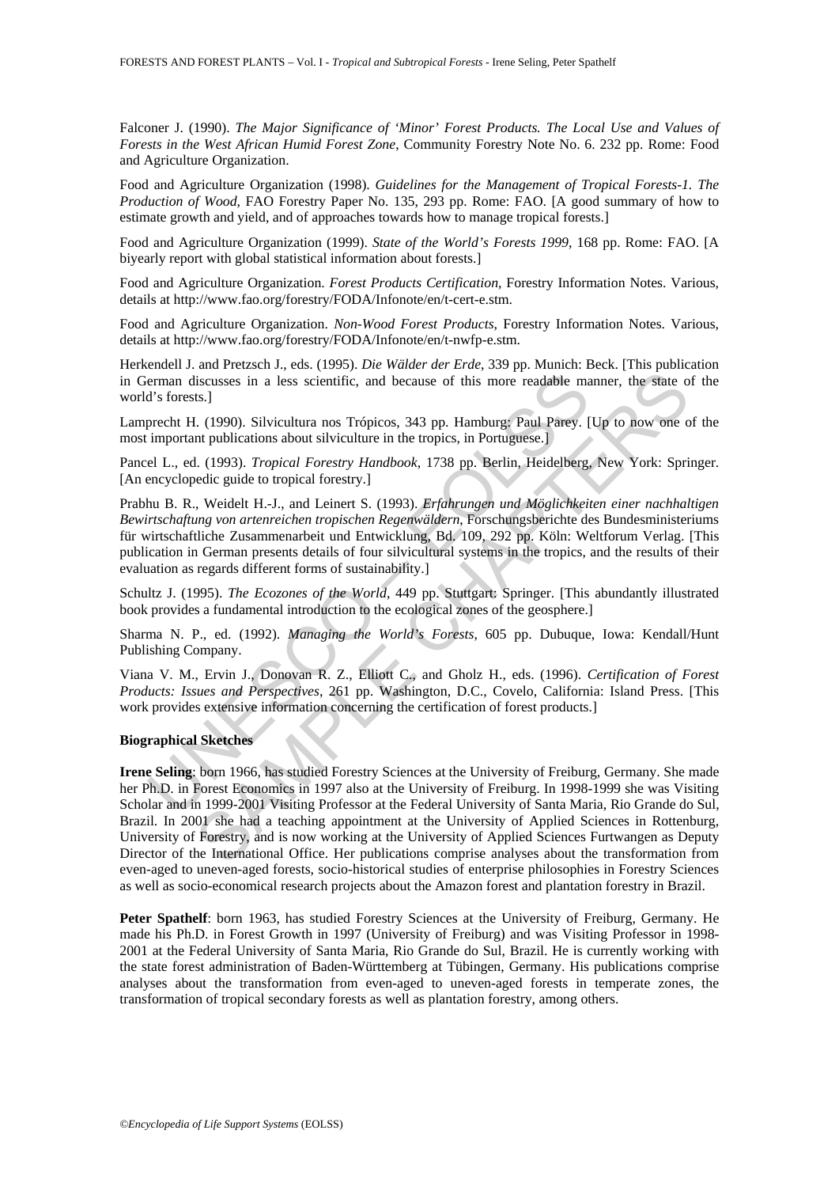Falconer J. (1990). *The Major Significance of 'Minor' Forest Products. The Local Use and Values of Forests in the West African Humid Forest Zone*, Community Forestry Note No. 6. 232 pp. Rome: Food and Agriculture Organization.

Food and Agriculture Organization (1998). *Guidelines for the Management of Tropical Forests-1. The Production of Wood*, FAO Forestry Paper No. 135, 293 pp. Rome: FAO. [A good summary of how to estimate growth and yield, and of approaches towards how to manage tropical forests.]

Food and Agriculture Organization (1999). *State of the World's Forests 1999*, 168 pp. Rome: FAO. [A biyearly report with global statistical information about forests.]

Food and Agriculture Organization. *Forest Products Certification*, Forestry Information Notes. Various, details at http://www.fao.org/forestry/FODA/Infonote/en/t-cert-e.stm.

Food and Agriculture Organization. *Non-Wood Forest Products*, Forestry Information Notes. Various, details at http://www.fao.org/forestry/FODA/Infonote/en/t-nwfp-e.stm.

Herkendell J. and Pretzsch J., eds. (1995). *Die Wälder der Erde*, 339 pp. Munich: Beck. [This publication in German discusses in a less scientific, and because of this more readable manner, the state of the world's forests.]

Lamprecht H. (1990). Silvicultura nos Trópicos, 343 pp. Hamburg: Paul Parey. [Up to now one of the most important publications about silviculture in the tropics, in Portuguese.]

Pancel L., ed. (1993). *Tropical Forestry Handbook*, 1738 pp. Berlin, Heidelberg, New York: Springer. [An encyclopedic guide to tropical forestry.]

Prabhu B. R., Weidelt H.-J., and Leinert S. (1993). *Erfahrungen und Möglichkeiten einer nachhaltigen Bewirtschaftung von artenreichen tropischen Regenwäldern*, Forschungsberichte des Bundesministeriums für wirtschaftliche Zusammenarbeit und Entwicklung, Bd. 109, 292 pp. Köln: Weltforum Verlag. [This publication in German presents details of four silvicultural systems in the tropics, and the results of their evaluation as regards different forms of sustainability.]

Schultz J. (1995). *The Ecozones of the World*, 449 pp. Stuttgart: Springer. [This abundantly illustrated book provides a fundamental introduction to the ecological zones of the geosphere.]

Sharma N. P., ed. (1992). *Managing the World's Forests*, 605 pp. Dubuque, Iowa: Kendall/Hunt Publishing Company.

Viana V. M., Ervin J., Donovan R. Z., Elliott C., and Gholz H., eds. (1996). *Certification of Forest Products: Issues and Perspectives*, 261 pp. Washington, D.C., Covelo, California: Island Press. [This work provides extensive information concerning the certification of forest products.]

**Biographical Sketches**

**Irene Seling**: born 1966, has studied Forestry Sciences at the University of Freiburg, Germany. She made her Ph.D. in Forest Economics in 1997 also at the University of Freiburg. In 1998-1999 she was Visiting Scholar and in 1999-2001 Visiting Professor at the Federal University of Santa Maria, Rio Grande do Sul, Brazil. In 2001 she had a teaching appointment at the University of Applied Sciences in Rottenburg, University of Forestry, and is now working at the University of Applied Sciences Furtwangen as Deputy Director of the International Office. Her publications comprise analyses about the transformation from even-aged to uneven-aged forests, socio-historical studies of enterprise philosophies in Forestry Sciences as well as socio-economical research projects about the Amazon forest and plantation forestry in Brazil.

**Peter Spathelf**: born 1963, has studied Forestry Sciences at the University of Freiburg, Germany. He made his Ph.D. in Forest Growth in 1997 (University of Freiburg) and was Visiting Professor in 1998-2001 at the Federal University of Santa Maria, Rio Grande do Sul, Brazil. He is currently working with the state forest administration of Baden-Württemberg at Tübingen, Germany. His publications comprise analyses about the transformation from even-aged to uneven-aged forests in temperate zones, the transformation of tropical secondary forests as well as plantation forestry, among others.